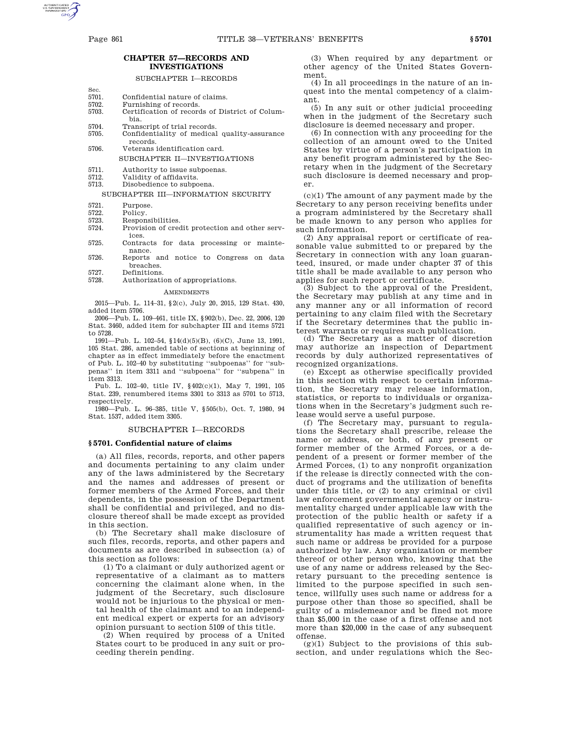## CHAPTER 57—RECORDS AND INVESTIGATIONS

SUBCHAPTER I—RECORDS

| Sec. | |
|---|---|
| 5701. | Confidential nature of claims. |
| 5702. | Furnishing of records. |
| 5703. | Certification of records of District of Columbia. |
| 5704. | Transcript of trial records. |
| 5705. | Confidentiality of medical quality-assurance records. |
| 5706. | Veterans identification card. |

SUBCHAPTER II—INVESTIGATIONS

| | |
|---|---|
| 5711. | Authority to issue subpoenas. |
| 5712. | Validity of affidavits. |
| 5713. | Disobedience to subpoena. |

SUBCHAPTER III—INFORMATION SECURITY

| | |
|---|---|
| 5721. | Purpose. |
| 5722. | Policy. |
| 5723. | Responsibilities. |
| 5724. | Provision of credit protection and other services. |
| 5725. | Contracts for data processing or maintenance. |
| 5726. | Reports and notice to Congress on data breaches. |
| 5727. | Definitions. |
| 5728. | Authorization of appropriations. |

AMENDMENTS

2015—Pub. L. 114–31, §2(c), July 20, 2015, 129 Stat. 430, added item 5706.

2006—Pub. L. 109–461, title IX, §902(b), Dec. 22, 2006, 120 Stat. 3460, added item for subchapter III and items 5721 to 5728.

1991—Pub. L. 102–54, §14(d)(5)(B), (6)(C), June 13, 1991, 105 Stat. 286, amended table of sections at beginning of chapter as in effect immediately before the enactment of Pub. L. 102–40 by substituting "subpoenas" for "subpenas" in item 3311 and "subpoena" for "subpena" in item 3313.

Pub. L. 102–40, title IV, §402(c)(1), May 7, 1991, 105 Stat. 239, renumbered items 3301 to 3313 as 5701 to 5713, respectively.

1980—Pub. L. 96–385, title V, §505(b), Oct. 7, 1980, 94 Stat. 1537, added item 3305.

SUBCHAPTER I—RECORDS

### § 5701. Confidential nature of claims

(a) All files, records, reports, and other papers and documents pertaining to any claim under any of the laws administered by the Secretary and the names and addresses of present or former members of the Armed Forces, and their dependents, in the possession of the Department shall be confidential and privileged, and no disclosure thereof shall be made except as provided in this section.

(b) The Secretary shall make disclosure of such files, records, reports, and other papers and documents as are described in subsection (a) of this section as follows:

(1) To a claimant or duly authorized agent or representative of a claimant as to matters concerning the claimant alone when, in the judgment of the Secretary, such disclosure would not be injurious to the physical or mental health of the claimant and to an independent medical expert or experts for an advisory opinion pursuant to section 5109 of this title.

(2) When required by process of a United States court to be produced in any suit or proceeding therein pending.

(3) When required by any department or other agency of the United States Government.

(4) In all proceedings in the nature of an inquest into the mental competency of a claimant.

(5) In any suit or other judicial proceeding when in the judgment of the Secretary such disclosure is deemed necessary and proper.

(6) In connection with any proceeding for the collection of an amount owed to the United States by virtue of a person's participation in any benefit program administered by the Secretary when in the judgment of the Secretary such disclosure is deemed necessary and proper.

(c)(1) The amount of any payment made by the Secretary to any person receiving benefits under a program administered by the Secretary shall be made known to any person who applies for such information.

(2) Any appraisal report or certificate of reasonable value submitted to or prepared by the Secretary in connection with any loan guaranteed, insured, or made under chapter 37 of this title shall be made available to any person who applies for such report or certificate.

(3) Subject to the approval of the President, the Secretary may publish at any time and in any manner any or all information of record pertaining to any claim filed with the Secretary if the Secretary determines that the public interest warrants or requires such publication.

(d) The Secretary as a matter of discretion may authorize an inspection of Department records by duly authorized representatives of recognized organizations.

(e) Except as otherwise specifically provided in this section with respect to certain information, the Secretary may release information, statistics, or reports to individuals or organizations when in the Secretary's judgment such release would serve a useful purpose.

(f) The Secretary may, pursuant to regulations the Secretary shall prescribe, release the name or address, or both, of any present or former member of the Armed Forces, or a dependent of a present or former member of the Armed Forces, (1) to any nonprofit organization if the release is directly connected with the conduct of programs and the utilization of benefits under this title, or (2) to any criminal or civil law enforcement governmental agency or instrumentality charged under applicable law with the protection of the public health or safety if a qualified representative of such agency or instrumentality has made a written request that such name or address be provided for a purpose authorized by law. Any organization or member thereof or other person who, knowing that the use of any name or address released by the Secretary pursuant to the preceding sentence is limited to the purpose specified in such sentence, willfully uses such name or address for a purpose other than those so specified, shall be guilty of a misdemeanor and be fined not more than $5,000 in the case of a first offense and not more than $20,000 in the case of any subsequent offense.

(g)(1) Subject to the provisions of this subsection, and under regulations which the Sec-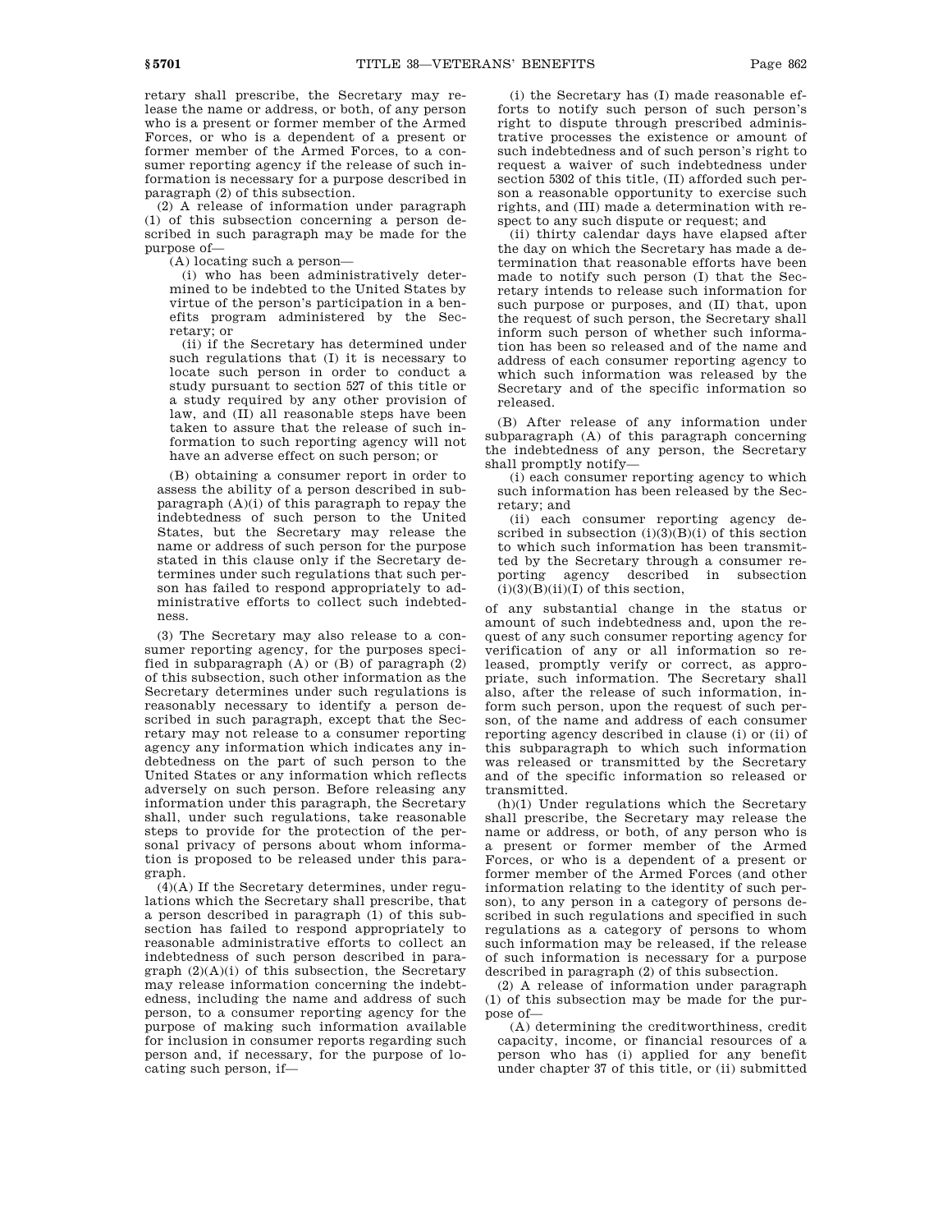retary shall prescribe, the Secretary may release the name or address, or both, of any person who is a present or former member of the Armed Forces, or who is a dependent of a present or former member of the Armed Forces, to a consumer reporting agency if the release of such information is necessary for a purpose described in paragraph (2) of this subsection.

(2) A release of information under paragraph (1) of this subsection concerning a person described in such paragraph may be made for the purpose of—

(A) locating such a person—

(i) who has been administratively determined to be indebted to the United States by virtue of the person's participation in a benefits program administered by the Secretary; or

(ii) if the Secretary has determined under such regulations that (I) it is necessary to locate such person in order to conduct a study pursuant to section 527 of this title or a study required by any other provision of law, and (II) all reasonable steps have been taken to assure that the release of such information to such reporting agency will not have an adverse effect on such person; or

(B) obtaining a consumer report in order to assess the ability of a person described in subparagraph (A)(i) of this paragraph to repay the indebtedness of such person to the United States, but the Secretary may release the name or address of such person for the purpose stated in this clause only if the Secretary determines under such regulations that such person has failed to respond appropriately to administrative efforts to collect such indebtedness.

(3) The Secretary may also release to a consumer reporting agency, for the purposes specified in subparagraph (A) or (B) of paragraph (2) of this subsection, such other information as the Secretary determines under such regulations is reasonably necessary to identify a person described in such paragraph, except that the Secretary may not release to a consumer reporting agency any information which indicates any indebtedness on the part of such person to the United States or any information which reflects adversely on such person. Before releasing any information under this paragraph, the Secretary shall, under such regulations, take reasonable steps to provide for the protection of the personal privacy of persons about whom information is proposed to be released under this paragraph.

(4)(A) If the Secretary determines, under regulations which the Secretary shall prescribe, that a person described in paragraph (1) of this subsection has failed to respond appropriately to reasonable administrative efforts to collect an indebtedness of such person described in paragraph (2)(A)(i) of this subsection, the Secretary may release information concerning the indebtedness, including the name and address of such person, to a consumer reporting agency for the purpose of making such information available for inclusion in consumer reports regarding such person and, if necessary, for the purpose of locating such person, if—

(i) the Secretary has (I) made reasonable efforts to notify such person of such person's right to dispute through prescribed administrative processes the existence or amount of such indebtedness and of such person's right to request a waiver of such indebtedness under section 5302 of this title, (II) afforded such person a reasonable opportunity to exercise such rights, and (III) made a determination with respect to any such dispute or request; and

(ii) thirty calendar days have elapsed after the day on which the Secretary has made a determination that reasonable efforts have been made to notify such person (I) that the Secretary intends to release such information for such purpose or purposes, and (II) that, upon the request of such person, the Secretary shall inform such person of whether such information has been so released and of the name and address of each consumer reporting agency to which such information was released by the Secretary and of the specific information so released.

(B) After release of any information under subparagraph (A) of this paragraph concerning the indebtedness of any person, the Secretary shall promptly notify—

(i) each consumer reporting agency to which such information has been released by the Secretary; and

(ii) each consumer reporting agency described in subsection (i)(3)(B)(i) of this section to which such information has been transmitted by the Secretary through a consumer reporting agency described in subsection (i)(3)(B)(ii)(I) of this section,

of any substantial change in the status or amount of such indebtedness and, upon the request of any such consumer reporting agency for verification of any or all information so released, promptly verify or correct, as appropriate, such information. The Secretary shall also, after the release of such information, inform such person, upon the request of such person, of the name and address of each consumer reporting agency described in clause (i) or (ii) of this subparagraph to which such information was released or transmitted by the Secretary and of the specific information so released or transmitted.

(h)(1) Under regulations which the Secretary shall prescribe, the Secretary may release the name or address, or both, of any person who is a present or former member of the Armed Forces, or who is a dependent of a present or former member of the Armed Forces (and other information relating to the identity of such person), to any person in a category of persons described in such regulations and specified in such regulations as a category of persons to whom such information may be released, if the release of such information is necessary for a purpose described in paragraph (2) of this subsection.

(2) A release of information under paragraph (1) of this subsection may be made for the purpose of—

(A) determining the creditworthiness, credit capacity, income, or financial resources of a person who has (i) applied for any benefit under chapter 37 of this title, or (ii) submitted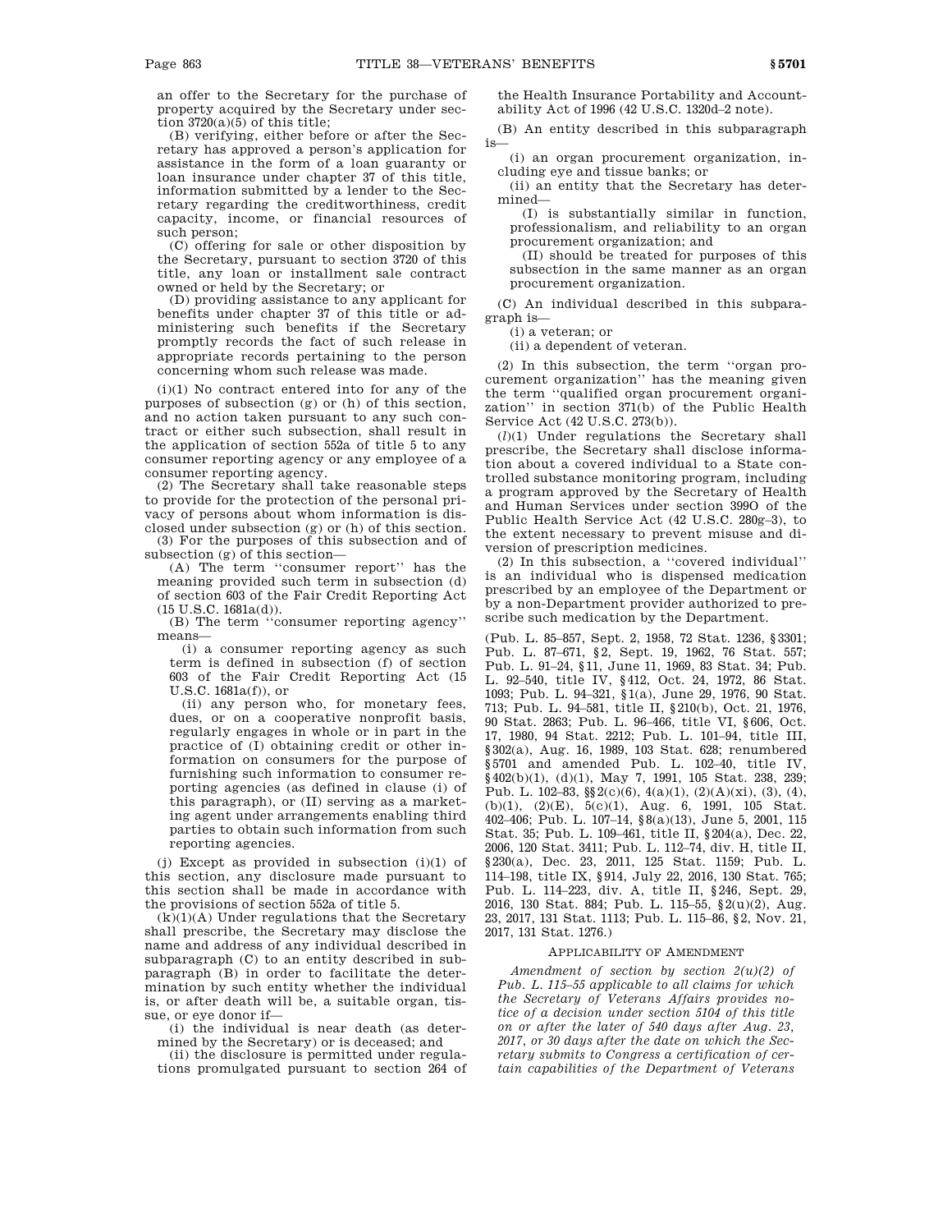an offer to the Secretary for the purchase of property acquired by the Secretary under section 3720(a)(5) of this title;

(B) verifying, either before or after the Secretary has approved a person's application for assistance in the form of a loan guaranty or loan insurance under chapter 37 of this title, information submitted by a lender to the Secretary regarding the creditworthiness, credit capacity, income, or financial resources of such person;

(C) offering for sale or other disposition by the Secretary, pursuant to section 3720 of this title, any loan or installment sale contract owned or held by the Secretary; or

(D) providing assistance to any applicant for benefits under chapter 37 of this title or administering such benefits if the Secretary promptly records the fact of such release in appropriate records pertaining to the person concerning whom such release was made.

(i)(1) No contract entered into for any of the purposes of subsection (g) or (h) of this section, and no action taken pursuant to any such contract or either such subsection, shall result in the application of section 552a of title 5 to any consumer reporting agency or any employee of a consumer reporting agency.

(2) The Secretary shall take reasonable steps to provide for the protection of the personal privacy of persons about whom information is disclosed under subsection (g) or (h) of this section.

(3) For the purposes of this subsection and of subsection (g) of this section—

(A) The term ''consumer report'' has the meaning provided such term in subsection (d) of section 603 of the Fair Credit Reporting Act (15 U.S.C. 1681a(d)).

(B) The term ''consumer reporting agency'' means—

(i) a consumer reporting agency as such term is defined in subsection (f) of section 603 of the Fair Credit Reporting Act (15 U.S.C. 1681a(f)), or

(ii) any person who, for monetary fees, dues, or on a cooperative nonprofit basis, regularly engages in whole or in part in the practice of (I) obtaining credit or other information on consumers for the purpose of furnishing such information to consumer reporting agencies (as defined in clause (i) of this paragraph), or (II) serving as a marketing agent under arrangements enabling third parties to obtain such information from such reporting agencies.

(j) Except as provided in subsection (i)(1) of this section, any disclosure made pursuant to this section shall be made in accordance with the provisions of section 552a of title 5.

(k)(1)(A) Under regulations that the Secretary shall prescribe, the Secretary may disclose the name and address of any individual described in subparagraph (C) to an entity described in subparagraph (B) in order to facilitate the determination by such entity whether the individual is, or after death will be, a suitable organ, tissue, or eye donor if—

(i) the individual is near death (as determined by the Secretary) or is deceased; and

(ii) the disclosure is permitted under regulations promulgated pursuant to section 264 of the Health Insurance Portability and Accountability Act of 1996 (42 U.S.C. 1320d–2 note).

(B) An entity described in this subparagraph is—

(i) an organ procurement organization, including eye and tissue banks; or

(ii) an entity that the Secretary has determined—

(I) is substantially similar in function, professionalism, and reliability to an organ procurement organization; and

(II) should be treated for purposes of this subsection in the same manner as an organ procurement organization.

(C) An individual described in this subparagraph is—

(i) a veteran; or

(ii) a dependent of veteran.

(2) In this subsection, the term ''organ procurement organization'' has the meaning given the term ''qualified organ procurement organization'' in section 371(b) of the Public Health Service Act (42 U.S.C. 273(b)).

(*l*)(1) Under regulations the Secretary shall prescribe, the Secretary shall disclose information about a covered individual to a State controlled substance monitoring program, including a program approved by the Secretary of Health and Human Services under section 399O of the Public Health Service Act (42 U.S.C. 280g–3), to the extent necessary to prevent misuse and diversion of prescription medicines.

(2) In this subsection, a ''covered individual'' is an individual who is dispensed medication prescribed by an employee of the Department or by a non-Department provider authorized to prescribe such medication by the Department.

(Pub. L. 85–857, Sept. 2, 1958, 72 Stat. 1236, §3301; Pub. L. 87–671, §2, Sept. 19, 1962, 76 Stat. 557; Pub. L. 91–24, §11, June 11, 1969, 83 Stat. 34; Pub. L. 92–540, title IV, §412, Oct. 24, 1972, 86 Stat. 1093; Pub. L. 94–321, §1(a), June 29, 1976, 90 Stat. 713; Pub. L. 94–581, title II, §210(b), Oct. 21, 1976, 90 Stat. 2863; Pub. L. 96–466, title VI, §606, Oct. 17, 1980, 94 Stat. 2212; Pub. L. 101–94, title III, §302(a), Aug. 16, 1989, 103 Stat. 628; renumbered §5701 and amended Pub. L. 102–40, title IV, §402(b)(1), (d)(1), May 7, 1991, 105 Stat. 238, 239; Pub. L. 102–83, §§2(c)(6), 4(a)(1), (2)(A)(xi), (3), (4), (b)(1), (2)(E), 5(c)(1), Aug. 6, 1991, 105 Stat. 402–406; Pub. L. 107–14, §8(a)(13), June 5, 2001, 115 Stat. 35; Pub. L. 109–461, title II, §204(a), Dec. 22, 2006, 120 Stat. 3411; Pub. L. 112–74, div. H, title II, §230(a), Dec. 23, 2011, 125 Stat. 1159; Pub. L. 114–198, title IX, §914, July 22, 2016, 130 Stat. 765; Pub. L. 114–223, div. A, title II, §246, Sept. 29, 2016, 130 Stat. 884; Pub. L. 115–55, §2(u)(2), Aug. 23, 2017, 131 Stat. 1113; Pub. L. 115–86, §2, Nov. 21, 2017, 131 Stat. 1276.)

#### Applicability of Amendment

*Amendment of section by section 2(u)(2) of Pub. L. 115–55 applicable to all claims for which the Secretary of Veterans Affairs provides notice of a decision under section 5104 of this title on or after the later of 540 days after Aug. 23, 2017, or 30 days after the date on which the Secretary submits to Congress a certification of certain capabilities of the Department of Veterans*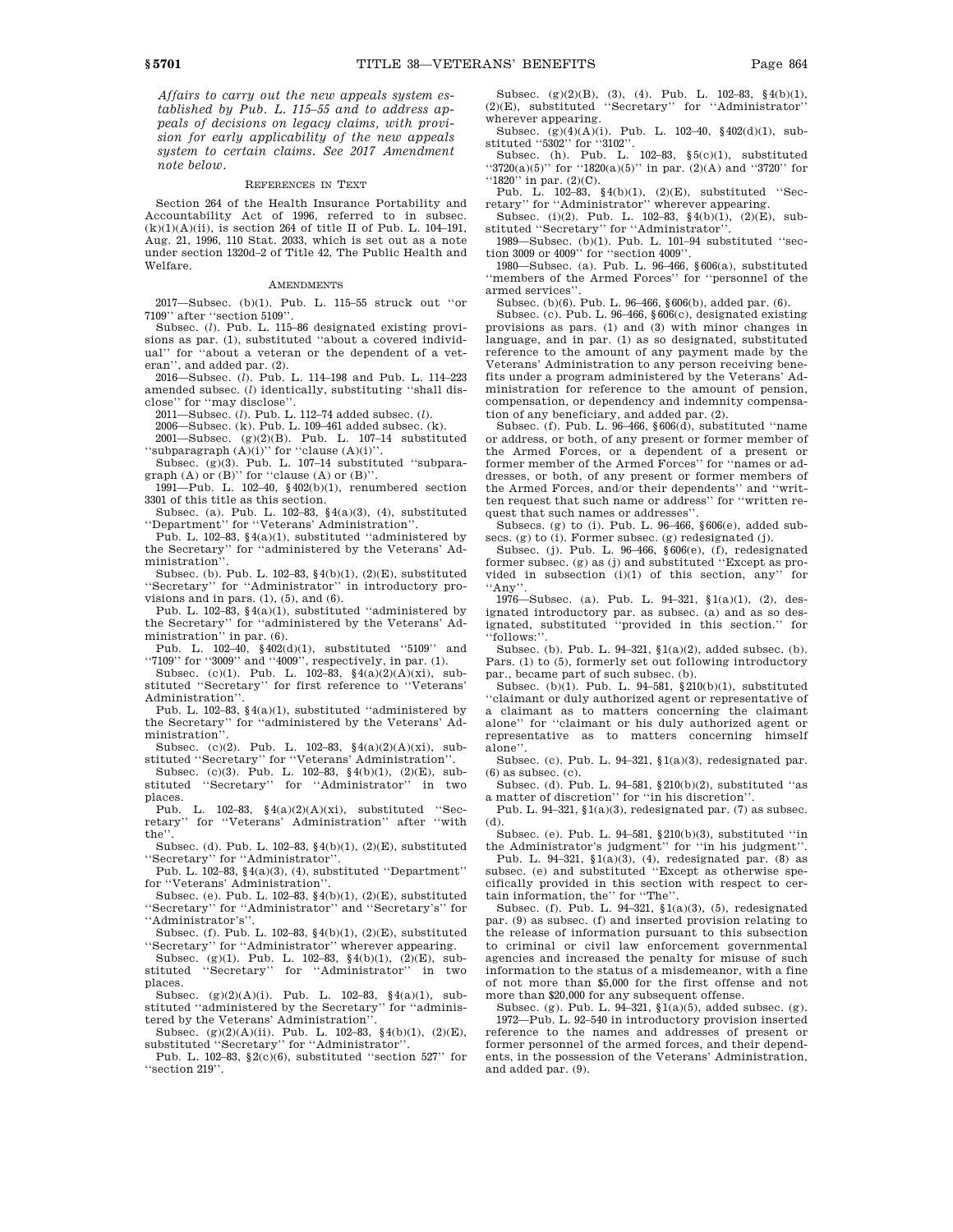*Affairs to carry out the new appeals system established by Pub. L. 115–55 and to address appeals of decisions on legacy claims, with provision for early applicability of the new appeals system to certain claims. See 2017 Amendment note below.*

REFERENCES IN TEXT

Section 264 of the Health Insurance Portability and Accountability Act of 1996, referred to in subsec. (k)(1)(A)(ii), is section 264 of title II of Pub. L. 104–191, Aug. 21, 1996, 110 Stat. 2033, which is set out as a note under section 1320d–2 of Title 42, The Public Health and Welfare.

AMENDMENTS

2017—Subsec. (b)(1). Pub. L. 115–55 struck out ''or 7109'' after ''section 5109''.

Subsec. (*l*). Pub. L. 115–86 designated existing provisions as par. (1), substituted ''about a covered individual'' for ''about a veteran or the dependent of a veteran'', and added par. (2).

2016—Subsec. (*l*). Pub. L. 114–198 and Pub. L. 114–223 amended subsec. (*l*) identically, substituting ''shall disclose'' for ''may disclose''.

2011—Subsec. (*l*). Pub. L. 112–74 added subsec. (*l*).

2006—Subsec. (k). Pub. L. 109–461 added subsec. (k).

2001—Subsec. (g)(2)(B). Pub. L. 107–14 substituted ''subparagraph (A)(i)'' for ''clause (A)(i)''.

Subsec. (g)(3). Pub. L. 107–14 substituted ''subparagraph (A) or (B)'' for ''clause (A) or (B)''.

1991—Pub. L. 102–40, §402(b)(1), renumbered section 3301 of this title as this section.

Subsec. (a). Pub. L. 102–83, §4(a)(3), (4), substituted ''Department'' for ''Veterans' Administration''.

Pub. L. 102–83, §4(a)(1), substituted ''administered by the Secretary'' for ''administered by the Veterans' Administration''.

Subsec. (b). Pub. L. 102–83, §4(b)(1), (2)(E), substituted ''Secretary'' for ''Administrator'' in introductory provisions and in pars. (1), (5), and (6).

Pub. L. 102–83, §4(a)(1), substituted ''administered by the Secretary'' for ''administered by the Veterans' Administration'' in par. (6).

Pub. L. 102–40, §402(d)(1), substituted ''5109'' and ''7109'' for ''3009'' and ''4009'', respectively, in par. (1).

Subsec. (c)(1). Pub. L. 102–83, §4(a)(2)(A)(xi), substituted ''Secretary'' for first reference to ''Veterans' Administration''.

Pub. L. 102–83, §4(a)(1), substituted ''administered by the Secretary'' for ''administered by the Veterans' Administration''.

Subsec. (c)(2). Pub. L. 102–83, §4(a)(2)(A)(xi), substituted ''Secretary'' for ''Veterans' Administration''.

Subsec. (c)(3). Pub. L. 102–83, §4(b)(1), (2)(E), substituted ''Secretary'' for ''Administrator'' in two places.

Pub. L. 102–83, §4(a)(2)(A)(xi), substituted ''Secretary'' for ''Veterans' Administration'' after ''with the''.

Subsec. (d). Pub. L. 102–83, §4(b)(1), (2)(E), substituted ''Secretary'' for ''Administrator''.

Pub. L. 102–83, §4(a)(3), (4), substituted ''Department'' for ''Veterans' Administration''.

Subsec. (e). Pub. L. 102–83, §4(b)(1), (2)(E), substituted ''Secretary'' for ''Administrator'' and ''Secretary's'' for ''Administrator's''.

Subsec. (f). Pub. L. 102–83, §4(b)(1), (2)(E), substituted ''Secretary'' for ''Administrator'' wherever appearing.

Subsec. (g)(1). Pub. L. 102–83, §4(b)(1), (2)(E), substituted ''Secretary'' for ''Administrator'' in two places.

Subsec. (g)(2)(A)(i). Pub. L. 102–83, §4(a)(1), substituted ''administered by the Secretary'' for ''administered by the Veterans' Administration''.

Subsec. (g)(2)(A)(ii). Pub. L. 102–83, §4(b)(1), (2)(E), substituted ''Secretary'' for ''Administrator''.

Pub. L. 102–83, §2(c)(6), substituted ''section 527'' for ''section 219''.

Subsec. (g)(2)(B), (3), (4). Pub. L. 102–83, §4(b)(1), (2)(E), substituted ''Secretary'' for ''Administrator'' wherever appearing.

Subsec. (g)(4)(A)(i). Pub. L. 102–40, §402(d)(1), substituted ''5302'' for ''3102''.

Subsec. (h). Pub. L. 102–83, §5(c)(1), substituted ''3720(a)(5)'' for ''1820(a)(5)'' in par. (2)(A) and ''3720'' for ''1820'' in par. (2)(C).

Pub. L. 102–83, §4(b)(1), (2)(E), substituted ''Secretary'' for ''Administrator'' wherever appearing.

Subsec. (i)(2). Pub. L. 102–83, §4(b)(1), (2)(E), substituted ''Secretary'' for ''Administrator''.

1989—Subsec. (b)(1). Pub. L. 101–94 substituted ''section 3009 or 4009'' for ''section 4009''.

1980—Subsec. (a). Pub. L. 96–466, §606(a), substituted ''members of the Armed Forces'' for ''personnel of the armed services''.

Subsec. (b)(6). Pub. L. 96–466, §606(b), added par. (6).

Subsec. (c). Pub. L. 96–466, §606(c), designated existing provisions as pars. (1) and (3) with minor changes in language, and in par. (1) as so designated, substituted reference to the amount of any payment made by the Veterans' Administration to any person receiving benefits under a program administered by the Veterans' Administration for reference to the amount of pension, compensation, or dependency and indemnity compensation of any beneficiary, and added par. (2).

Subsec. (f). Pub. L. 96–466, §606(d), substituted ''name or address, or both, of any present or former member of the Armed Forces, or a dependent of a present or former member of the Armed Forces'' for ''names or addresses, or both, of any present or former members of the Armed Forces, and/or their dependents'' and ''written request that such name or address'' for ''written request that such names or addresses''.

Subsecs. (g) to (i). Pub. L. 96–466, §606(e), added subsecs. (g) to (i). Former subsec. (g) redesignated (j).

Subsec. (j). Pub. L. 96–466, §606(e), (f), redesignated former subsec. (g) as (j) and substituted ''Except as provided in subsection (i)(1) of this section, any'' for ''Any''.

1976—Subsec. (a). Pub. L. 94–321, §1(a)(1), (2), designated introductory par. as subsec. (a) and as so designated, substituted ''provided in this section.'' for ''follows:''.

Subsec. (b). Pub. L. 94–321, §1(a)(2), added subsec. (b). Pars. (1) to (5), formerly set out following introductory par., became part of such subsec. (b).

Subsec. (b)(1). Pub. L. 94–581, §210(b)(1), substituted ''claimant or duly authorized agent or representative of a claimant as to matters concerning the claimant alone'' for ''claimant or his duly authorized agent or representative as to matters concerning himself alone''.

Subsec. (c). Pub. L. 94–321, §1(a)(3), redesignated par. (6) as subsec. (c).

Subsec. (d). Pub. L. 94–581, §210(b)(2), substituted ''as a matter of discretion'' for ''in his discretion''.

Pub. L. 94–321, §1(a)(3), redesignated par. (7) as subsec. (d).

Subsec. (e). Pub. L. 94–581, §210(b)(3), substituted ''in the Administrator's judgment'' for ''in his judgment''.

Pub. L. 94–321, §1(a)(3), (4), redesignated par. (8) as subsec. (e) and substituted ''Except as otherwise specifically provided in this section with respect to certain information, the'' for ''The''.

Subsec. (f). Pub. L. 94–321, §1(a)(3), (5), redesignated par. (9) as subsec. (f) and inserted provision relating to the release of information pursuant to this subsection to criminal or civil law enforcement governmental agencies and increased the penalty for misuse of such information to the status of a misdemeanor, with a fine of not more than $5,000 for the first offense and not more than $20,000 for any subsequent offense.

Subsec. (g). Pub. L. 94–321, §1(a)(5), added subsec. (g).

1972—Pub. L. 92–540 in introductory provision inserted reference to the names and addresses of present or former personnel of the armed forces, and their dependents, in the possession of the Veterans' Administration, and added par. (9).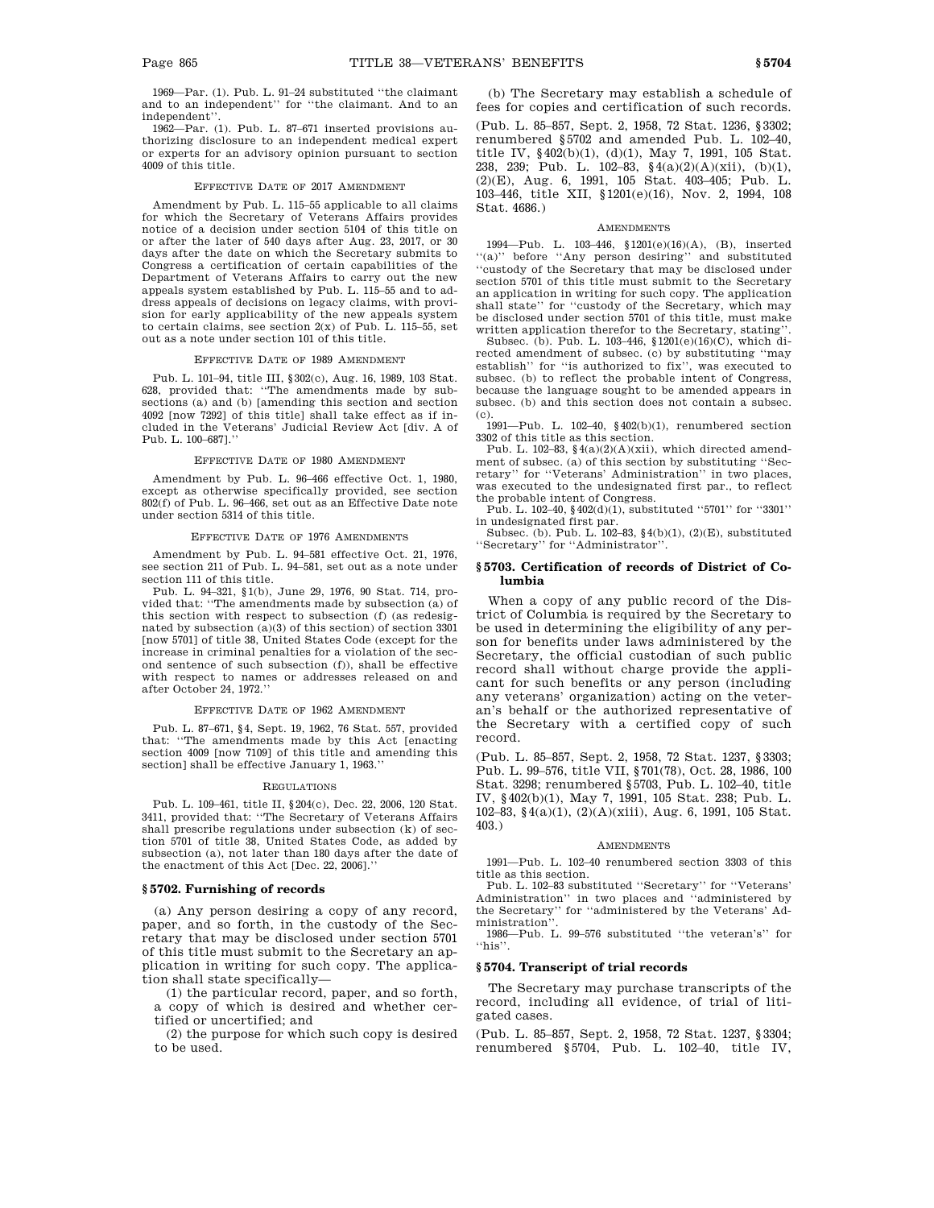1969—Par. (1). Pub. L. 91–24 substituted "the claimant and to an independent" for "the claimant. And to an independent".

1962—Par. (1). Pub. L. 87–671 inserted provisions authorizing disclosure to an independent medical expert or experts for an advisory opinion pursuant to section 4009 of this title.

EFFECTIVE DATE OF 2017 AMENDMENT

Amendment by Pub. L. 115–55 applicable to all claims for which the Secretary of Veterans Affairs provides notice of a decision under section 5104 of this title on or after the later of 540 days after Aug. 23, 2017, or 30 days after the date on which the Secretary submits to Congress a certification of certain capabilities of the Department of Veterans Affairs to carry out the new appeals system established by Pub. L. 115–55 and to address appeals of decisions on legacy claims, with provision for early applicability of the new appeals system to certain claims, see section 2(x) of Pub. L. 115–55, set out as a note under section 101 of this title.

EFFECTIVE DATE OF 1989 AMENDMENT

Pub. L. 101–94, title III, §302(c), Aug. 16, 1989, 103 Stat. 628, provided that: "The amendments made by subsections (a) and (b) [amending this section and section 4092 [now 7292] of this title] shall take effect as if included in the Veterans' Judicial Review Act [div. A of Pub. L. 100–687]."

EFFECTIVE DATE OF 1980 AMENDMENT

Amendment by Pub. L. 96–466 effective Oct. 1, 1980, except as otherwise specifically provided, see section 802(f) of Pub. L. 96–466, set out as an Effective Date note under section 5314 of this title.

EFFECTIVE DATE OF 1976 AMENDMENTS

Amendment by Pub. L. 94–581 effective Oct. 21, 1976, see section 211 of Pub. L. 94–581, set out as a note under section 111 of this title.

Pub. L. 94–321, §1(b), June 29, 1976, 90 Stat. 714, provided that: "The amendments made by subsection (a) of this section with respect to subsection (f) (as redesignated by subsection (a)(3) of this section) of section 3301 [now 5701] of title 38, United States Code (except for the increase in criminal penalties for a violation of the second sentence of such subsection (f)), shall be effective with respect to names or addresses released on and after October 24, 1972."

EFFECTIVE DATE OF 1962 AMENDMENT

Pub. L. 87–671, §4, Sept. 19, 1962, 76 Stat. 557, provided that: "The amendments made by this Act [enacting section 4009 [now 7109] of this title and amending this section] shall be effective January 1, 1963."

REGULATIONS

Pub. L. 109–461, title II, §204(c), Dec. 22, 2006, 120 Stat. 3411, provided that: "The Secretary of Veterans Affairs shall prescribe regulations under subsection (k) of section 5701 of title 38, United States Code, as added by subsection (a), not later than 180 days after the date of the enactment of this Act [Dec. 22, 2006]."

## §5702. Furnishing of records

(a) Any person desiring a copy of any record, paper, and so forth, in the custody of the Secretary that may be disclosed under section 5701 of this title must submit to the Secretary an application in writing for such copy. The application shall state specifically—

(1) the particular record, paper, and so forth, a copy of which is desired and whether certified or uncertified; and

(2) the purpose for which such copy is desired to be used.

(b) The Secretary may establish a schedule of fees for copies and certification of such records.

(Pub. L. 85–857, Sept. 2, 1958, 72 Stat. 1236, §3302; renumbered §5702 and amended Pub. L. 102–40, title IV, §402(b)(1), (d)(1), May 7, 1991, 105 Stat. 238, 239; Pub. L. 102–83, §4(a)(2)(A)(xii), (b)(1), (2)(E), Aug. 6, 1991, 105 Stat. 403–405; Pub. L. 103–446, title XII, §1201(e)(16), Nov. 2, 1994, 108 Stat. 4686.)

AMENDMENTS

1994—Pub. L. 103–446, §1201(e)(16)(A), (B), inserted "(a)" before "Any person desiring" and substituted "custody of the Secretary that may be disclosed under section 5701 of this title must submit to the Secretary an application in writing for such copy. The application shall state" for "custody of the Secretary, which may be disclosed under section 5701 of this title, must make written application therefor to the Secretary, stating".

Subsec. (b). Pub. L. 103–446, §1201(e)(16)(C), which directed amendment of subsec. (c) by substituting "may establish" for "is authorized to fix", was executed to subsec. (b) to reflect the probable intent of Congress, because the language sought to be amended appears in subsec. (b) and this section does not contain a subsec. (c).

1991—Pub. L. 102–40, §402(b)(1), renumbered section 3302 of this title as this section.

Pub. L. 102–83, §4(a)(2)(A)(xii), which directed amendment of subsec. (a) of this section by substituting "Secretary" for "Veterans' Administration" in two places, was executed to the undesignated first par., to reflect the probable intent of Congress.

Pub. L. 102–40, §402(d)(1), substituted "5701" for "3301" in undesignated first par.

Subsec. (b). Pub. L. 102–83, §4(b)(1), (2)(E), substituted "Secretary" for "Administrator".

## §5703. Certification of records of District of Columbia

When a copy of any public record of the District of Columbia is required by the Secretary to be used in determining the eligibility of any person for benefits under laws administered by the Secretary, the official custodian of such public record shall without charge provide the applicant for such benefits or any person (including any veterans' organization) acting on the veteran's behalf or the authorized representative of the Secretary with a certified copy of such record.

(Pub. L. 85–857, Sept. 2, 1958, 72 Stat. 1237, §3303; Pub. L. 99–576, title VII, §701(78), Oct. 28, 1986, 100 Stat. 3298; renumbered §5703, Pub. L. 102–40, title IV, §402(b)(1), May 7, 1991, 105 Stat. 238; Pub. L. 102–83, §4(a)(1), (2)(A)(xiii), Aug. 6, 1991, 105 Stat. 403.)

AMENDMENTS

1991—Pub. L. 102–40 renumbered section 3303 of this title as this section.

Pub. L. 102–83 substituted "Secretary" for "Veterans' Administration" in two places and "administered by the Secretary" for "administered by the Veterans' Administration".

1986—Pub. L. 99–576 substituted "the veteran's" for "his".

## §5704. Transcript of trial records

The Secretary may purchase transcripts of the record, including all evidence, of trial of litigated cases.

(Pub. L. 85–857, Sept. 2, 1958, 72 Stat. 1237, §3304; renumbered §5704, Pub. L. 102–40, title IV,